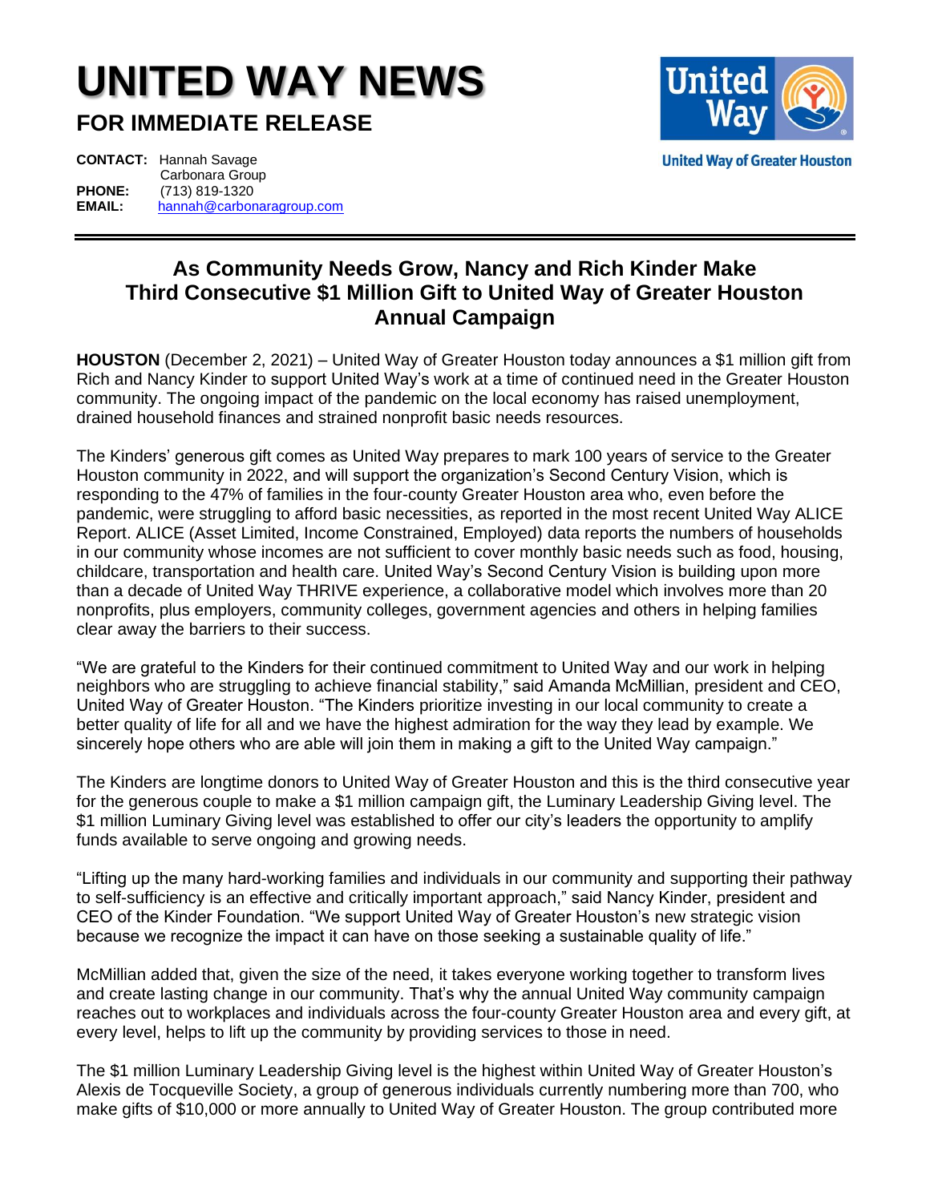# UNITED WAY NEWS

## FOR IMMEDIATE RELEASE

United Way of Greater Houston

**CONTACT:** Hannah Savage
Carbonara Group
**PHONE:** (713) 819-1320
**EMAIL:** hannah@carbonaragroup.com

---

## As Community Needs Grow, Nancy and Rich Kinder Make Third Consecutive $1 Million Gift to United Way of Greater Houston Annual Campaign

**HOUSTON** (December 2, 2021) – United Way of Greater Houston today announces a $1 million gift from Rich and Nancy Kinder to support United Way's work at a time of continued need in the Greater Houston community. The ongoing impact of the pandemic on the local economy has raised unemployment, drained household finances and strained nonprofit basic needs resources.

The Kinders' generous gift comes as United Way prepares to mark 100 years of service to the Greater Houston community in 2022, and will support the organization's Second Century Vision, which is responding to the 47% of families in the four-county Greater Houston area who, even before the pandemic, were struggling to afford basic necessities, as reported in the most recent United Way ALICE Report. ALICE (Asset Limited, Income Constrained, Employed) data reports the numbers of households in our community whose incomes are not sufficient to cover monthly basic needs such as food, housing, childcare, transportation and health care. United Way's Second Century Vision is building upon more than a decade of United Way THRIVE experience, a collaborative model which involves more than 20 nonprofits, plus employers, community colleges, government agencies and others in helping families clear away the barriers to their success.

"We are grateful to the Kinders for their continued commitment to United Way and our work in helping neighbors who are struggling to achieve financial stability," said Amanda McMillian, president and CEO, United Way of Greater Houston. "The Kinders prioritize investing in our local community to create a better quality of life for all and we have the highest admiration for the way they lead by example. We sincerely hope others who are able will join them in making a gift to the United Way campaign."

The Kinders are longtime donors to United Way of Greater Houston and this is the third consecutive year for the generous couple to make a $1 million campaign gift, the Luminary Leadership Giving level. The $1 million Luminary Giving level was established to offer our city's leaders the opportunity to amplify funds available to serve ongoing and growing needs.

"Lifting up the many hard-working families and individuals in our community and supporting their pathway to self-sufficiency is an effective and critically important approach," said Nancy Kinder, president and CEO of the Kinder Foundation. "We support United Way of Greater Houston's new strategic vision because we recognize the impact it can have on those seeking a sustainable quality of life."

McMillian added that, given the size of the need, it takes everyone working together to transform lives and create lasting change in our community. That's why the annual United Way community campaign reaches out to workplaces and individuals across the four-county Greater Houston area and every gift, at every level, helps to lift up the community by providing services to those in need.

The $1 million Luminary Leadership Giving level is the highest within United Way of Greater Houston's Alexis de Tocqueville Society, a group of generous individuals currently numbering more than 700, who make gifts of $10,000 or more annually to United Way of Greater Houston. The group contributed more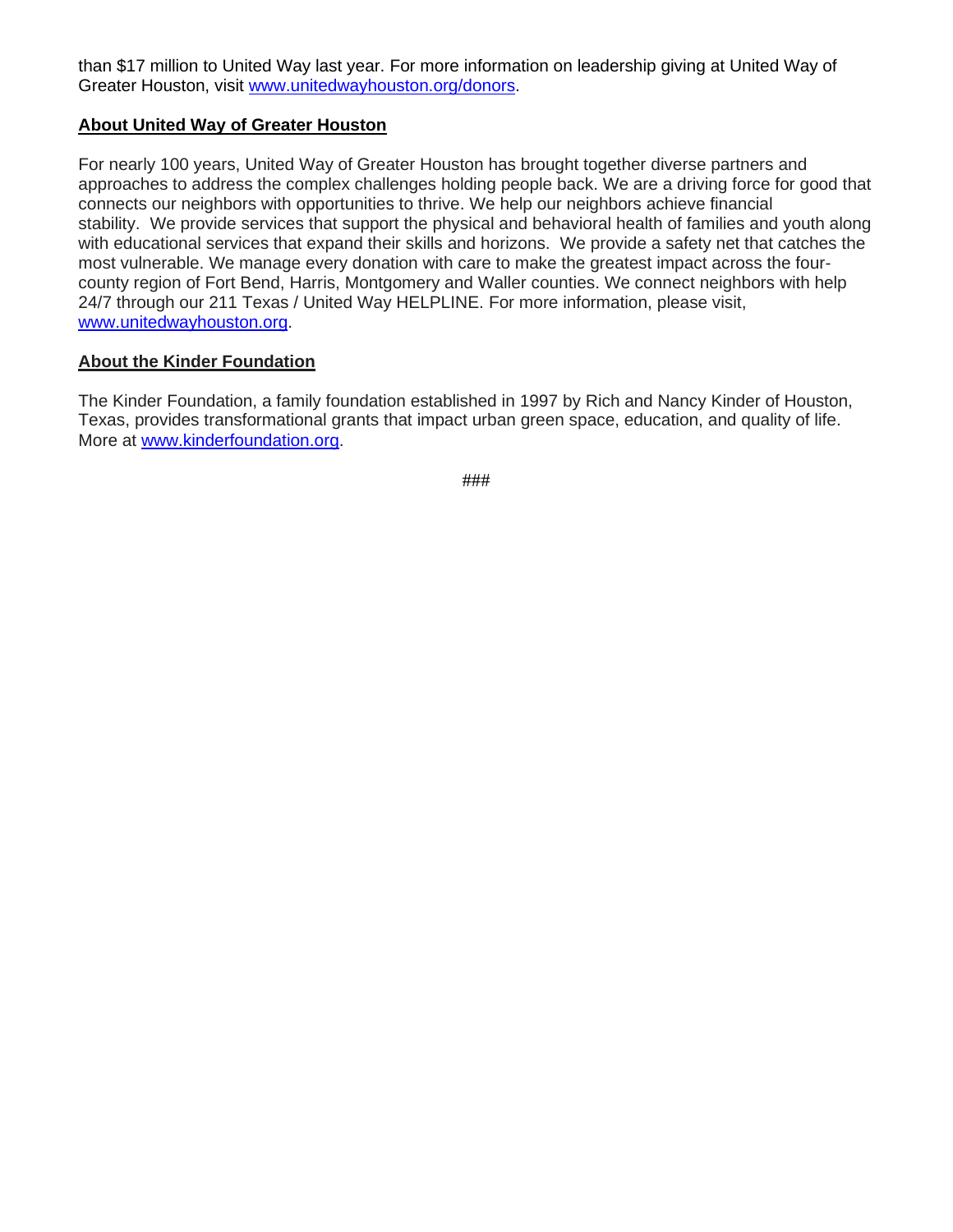than $17 million to United Way last year. For more information on leadership giving at United Way of Greater Houston, visit www.unitedwayhouston.org/donors.

**About United Way of Greater Houston**

For nearly 100 years, United Way of Greater Houston has brought together diverse partners and approaches to address the complex challenges holding people back. We are a driving force for good that connects our neighbors with opportunities to thrive. We help our neighbors achieve financial stability. We provide services that support the physical and behavioral health of families and youth along with educational services that expand their skills and horizons. We provide a safety net that catches the most vulnerable. We manage every donation with care to make the greatest impact across the four-county region of Fort Bend, Harris, Montgomery and Waller counties. We connect neighbors with help 24/7 through our 211 Texas / United Way HELPLINE. For more information, please visit, www.unitedwayhouston.org.

**About the Kinder Foundation**

The Kinder Foundation, a family foundation established in 1997 by Rich and Nancy Kinder of Houston, Texas, provides transformational grants that impact urban green space, education, and quality of life. More at www.kinderfoundation.org.

###